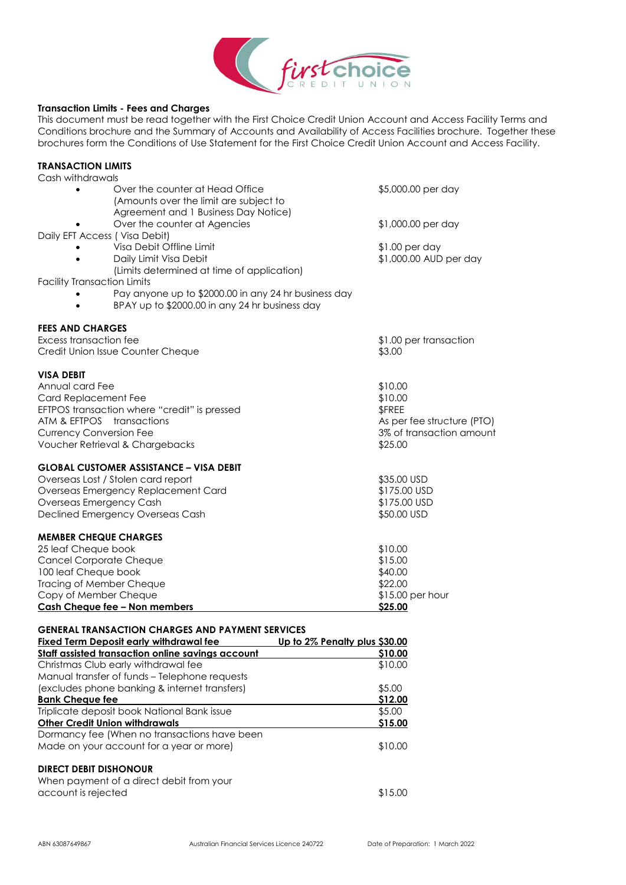**Transaction Limits - Fees and Charges**

This document must be read together with the First Choice Credit Union Account and Access Facility Terms and Conditions brochure and the Summary of Accounts and Availability of Access Facilities brochure. Together these brochures form the Conditions of Use Statement for the First Choice Credit Union Account and Access Facility.

**TRANSACTION LIMITS**

Cash withdrawals

- Over the counter at Head Office (Amounts over the limit are subject to Agreement and 1 Business Day Notice) — $5,000.00 per day
- Over the counter at Agencies — $1,000.00 per day

Daily EFT Access ( Visa Debit)

- Visa Debit Offline Limit — $1.00 per day
- Daily Limit Visa Debit (Limits determined at time of application) — $1,000.00 AUD per day

Facility Transaction Limits

- Pay anyone up to $2000.00 in any 24 hr business day
- BPAY up to $2000.00 in any 24 hr business day

**FEES AND CHARGES**

| | |
|---|---|
| Excess transaction fee | $1.00 per transaction |
| Credit Union Issue Counter Cheque | $3.00 |

**VISA DEBIT**

| | |
|---|---|
| Annual card Fee | $10.00 |
| Card Replacement Fee | $10.00 |
| EFTPOS transaction where "credit" is pressed | $FREE |
| ATM & EFTPOS transactions | As per fee structure (PTO) |
| Currency Conversion Fee | 3% of transaction amount |
| Voucher Retrieval & Chargebacks | $25.00 |

**GLOBAL CUSTOMER ASSISTANCE – VISA DEBIT**

| | |
|---|---|
| Overseas Lost / Stolen card report | $35.00 USD |
| Overseas Emergency Replacement Card | $175.00 USD |
| Overseas Emergency Cash | $175.00 USD |
| Declined Emergency Overseas Cash | $50.00 USD |

**MEMBER CHEQUE CHARGES**

| | |
|---|---|
| 25 leaf Cheque book | $10.00 |
| Cancel Corporate Cheque | $15.00 |
| 100 leaf Cheque book | $40.00 |
| Tracing of Member Cheque | $22.00 |
| Copy of Member Cheque | $15.00 per hour |
| **Cash Cheque fee – Non members** | **$25.00** |

**GENERAL TRANSACTION CHARGES AND PAYMENT SERVICES**

| | |
|---|---|
| **Fixed Term Deposit early withdrawal fee** | **Up to 2% Penalty plus $30.00** |
| **Staff assisted transaction online savings account** | **$10.00** |
| Christmas Club early withdrawal fee | $10.00 |
| Manual transfer of funds – Telephone requests (excludes phone banking & internet transfers) | $5.00 |
| **Bank Cheque fee** | **$12.00** |
| Triplicate deposit book National Bank issue | $5.00 |
| **Other Credit Union withdrawals** | **$15.00** |
| Dormancy fee (When no transactions have been Made on your account for a year or more) | $10.00 |

**DIRECT DEBIT DISHONOUR**

| | |
|---|---|
| When payment of a direct debit from your account is rejected | $15.00 |

ABN 63087649867 Australian Financial Services Licence 240722 Date of Preparation: 1 March 2022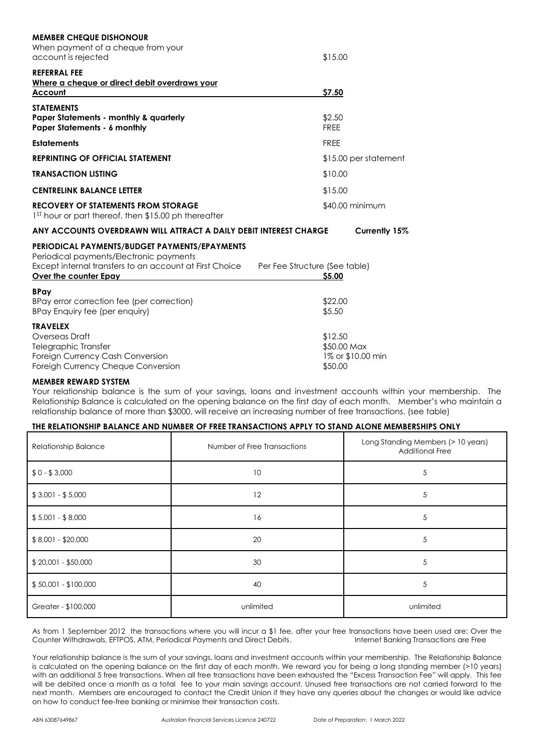**MEMBER CHEQUE DISHONOUR**
When payment of a cheque from your account is rejected — $15.00

**REFERRAL FEE**
**Where a cheque or direct debit overdraws your Account** — **$7.50**

**STATEMENTS**
**Paper Statements - monthly & quarterly** — $2.50
**Paper Statements - 6 monthly** — FREE

**Estatements** — FREE

**REPRINTING OF OFFICIAL STATEMENT** — $15.00 per statement

**TRANSACTION LISTING** — $10.00

**CENTRELINK BALANCE LETTER** — $15.00

**RECOVERY OF STATEMENTS FROM STORAGE** — $40.00 minimum
1ST hour or part thereof, then $15.00 ph thereafter

**ANY ACCOUNTS OVERDRAWN WILL ATTRACT A DAILY DEBIT INTEREST CHARGE** — **Currently 15%**

**PERIODICAL PAYMENTS/BUDGET PAYMENTS/EPAYMENTS**
Periodical payments/Electronic payments
Except internal transfers to an account at First Choice — Per Fee Structure (See table)
**Over the counter Epay** — **$5.00**

**BPay**
BPay error correction fee (per correction) — $22.00
BPay Enquiry fee (per enquiry) — $5.50

**TRAVELEX**
Overseas Draft — $12.50
Telegraphic Transfer — $50.00 Max
Foreign Currency Cash Conversion — 1% or $10.00 min
Foreigh Currency Cheque Conversion — $50.00

**MEMBER REWARD SYSTEM**

Your relationship balance is the sum of your savings, loans and investment accounts within your membership. The Relationship Balance is calculated on the opening balance on the first day of each month. Member's who maintain a relationship balance of more than $3000, will receive an increasing number of free transactions. (see table)

**THE RELATIONSHIP BALANCE AND NUMBER OF FREE TRANSACTIONS APPLY TO STAND ALONE MEMBERSHIPS ONLY**

| Relationship Balance | Number of Free Transactions | Long Standing Members (> 10 years) Additional Free |
|---|---|---|
| $ 0 - $ 3,000 | 10 | 5 |
| $ 3,001 - $ 5,000 | 12 | 5 |
| $ 5,001 - $ 8,000 | 16 | 5 |
| $ 8,001 - $20,000 | 20 | 5 |
| $ 20,001 - $50,000 | 30 | 5 |
| $ 50,001 - $100,000 | 40 | 5 |
| Greater - $100,000 | unlimited | unlimited |

As from 1 September 2012 the transactions where you will incur a $1 fee, after your free transactions have been used are: Over the Counter Withdrawals, EFTPOS, ATM, Periodical Payments and Direct Debits. Internet Banking Transactions are Free

Your relationship balance is the sum of your savings, loans and investment accounts within your membership. The Relationship Balance is calculated on the opening balance on the first day of each month. We reward you for being a long standing member (>10 years) with an additional 5 free transactions. When all free transactions have been exhausted the "Excess Transaction Fee" will apply. This fee will be debited once a month as a total fee to your main savings account. Unused free transactions are not carried forward to the next month. Members are encouraged to contact the Credit Union if they have any queries about the changes or would like advice on how to conduct fee-free banking or minimise their transaction costs.

ABN 63087649867 Australian Financial Services Licence 240722 Date of Preparation: 1 March 2022